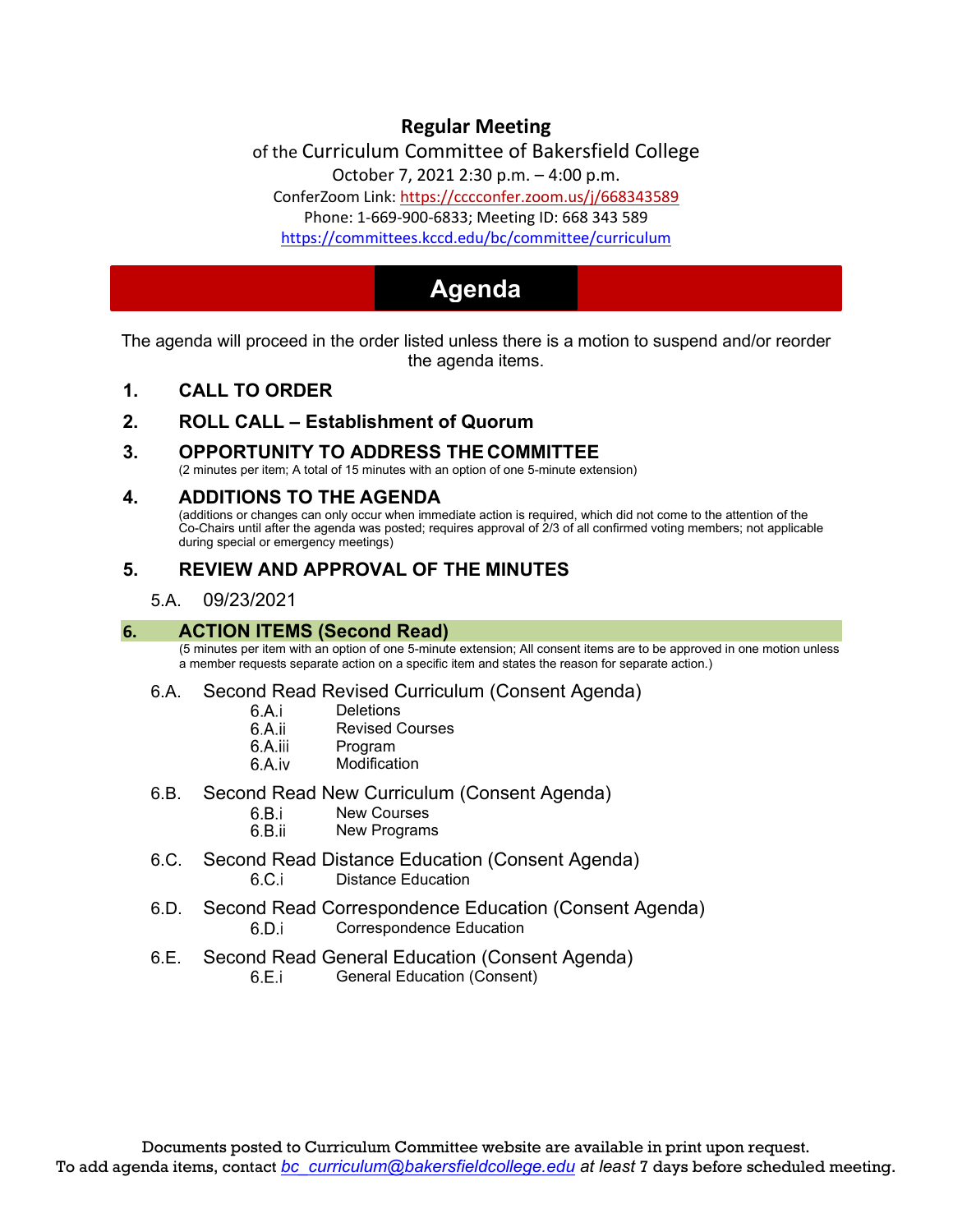**Regular Meeting**

of the Curriculum Committee of Bakersfield College

October 7, 2021 2:30 p.m. – 4:00 p.m.

ConferZoom Link: https://cccconfer.zoom.us/j/668343589

Phone: 1-669-900-6833; Meeting ID: 668 343 589

https://committees.kccd.edu/bc/committee/curriculum

# Agenda

The agenda will proceed in the order listed unless there is a motion to suspend and/or reorder the agenda items.

## 1. CALL TO ORDER

## 2. ROLL CALL – Establishment of Quorum

## 3. OPPORTUNITY TO ADDRESS THE COMMITTEE

(2 minutes per item; A total of 15 minutes with an option of one 5-minute extension)

## 4. ADDITIONS TO THE AGENDA

(additions or changes can only occur when immediate action is required, which did not come to the attention of the Co-Chairs until after the agenda was posted; requires approval of 2/3 of all confirmed voting members; not applicable during special or emergency meetings)

## 5. REVIEW AND APPROVAL OF THE MINUTES

5.A. 09/23/2021

## 6. ACTION ITEMS (Second Read)

(5 minutes per item with an option of one 5-minute extension; All consent items are to be approved in one motion unless a member requests separate action on a specific item and states the reason for separate action.)

6.A. Second Read Revised Curriculum (Consent Agenda)
- 6.A.i Deletions
- 6.A.ii Revised Courses
- 6.A.iii Program
- 6.A.iv Modification

6.B. Second Read New Curriculum (Consent Agenda)
- 6.B.i New Courses
- 6.B.ii New Programs

6.C. Second Read Distance Education (Consent Agenda)
- 6.C.i Distance Education

6.D. Second Read Correspondence Education (Consent Agenda)
- 6.D.i Correspondence Education

6.E. Second Read General Education (Consent Agenda)
- 6.E.i General Education (Consent)

Documents posted to Curriculum Committee website are available in print upon request.
To add agenda items, contact *bc_curriculum@bakersfieldcollege.edu* *at least* 7 days before scheduled meeting.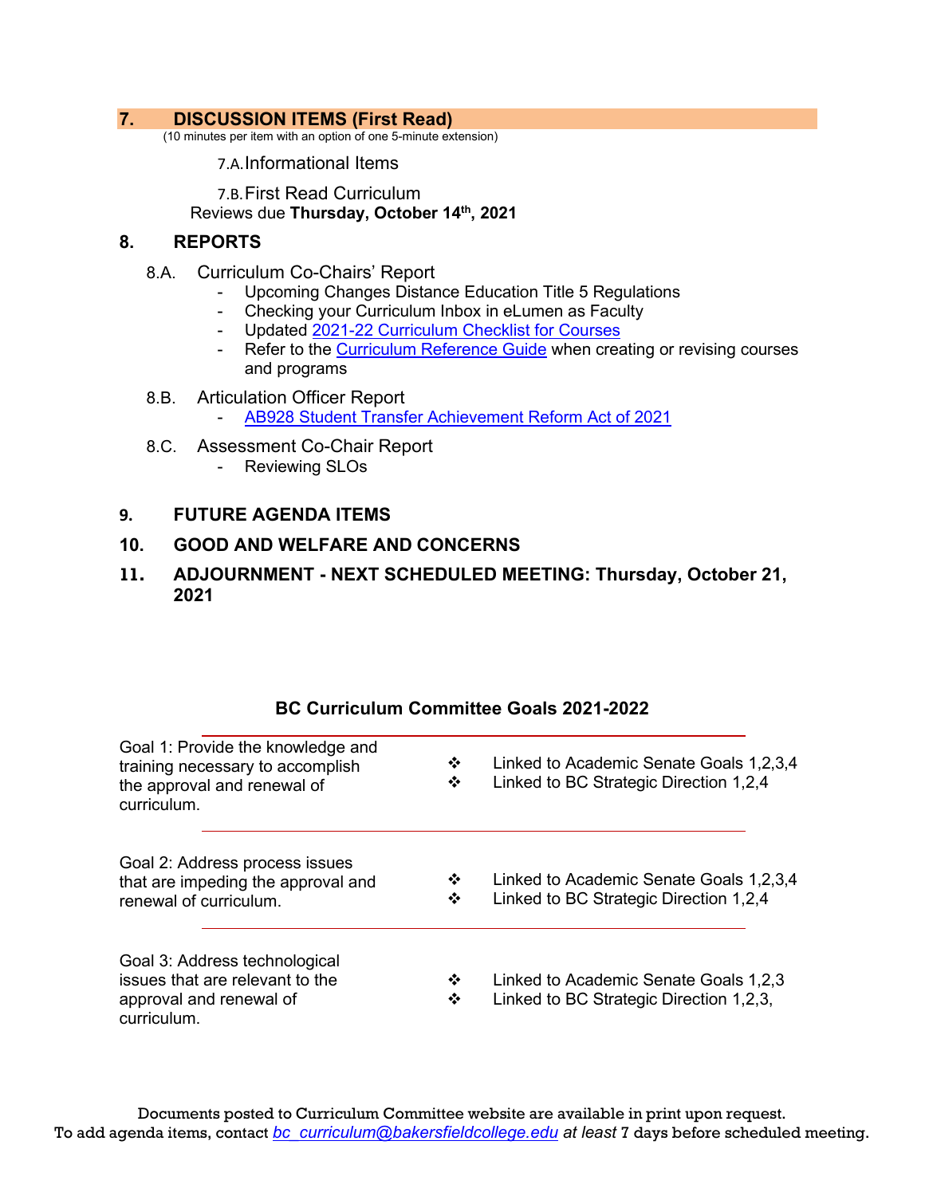## 7. DISCUSSION ITEMS (First Read)

(10 minutes per item with an option of one 5-minute extension)

7.A. Informational Items

7.B. First Read Curriculum

Reviews due **Thursday, October 14th, 2021**

## 8. REPORTS

8.A. Curriculum Co-Chairs' Report

- Upcoming Changes Distance Education Title 5 Regulations
- Checking your Curriculum Inbox in eLumen as Faculty
- Updated 2021-22 Curriculum Checklist for Courses
- Refer to the Curriculum Reference Guide when creating or revising courses and programs

8.B. Articulation Officer Report

- AB928 Student Transfer Achievement Reform Act of 2021

8.C. Assessment Co-Chair Report

- Reviewing SLOs

## 9. FUTURE AGENDA ITEMS

## 10. GOOD AND WELFARE AND CONCERNS

## 11. ADJOURNMENT - NEXT SCHEDULED MEETING: Thursday, October 21, 2021

### BC Curriculum Committee Goals 2021-2022

| | |
|---|---|
| Goal 1: Provide the knowledge and training necessary to accomplish the approval and renewal of curriculum. | ❖ Linked to Academic Senate Goals 1,2,3,4<br>❖ Linked to BC Strategic Direction 1,2,4 |
| Goal 2: Address process issues that are impeding the approval and renewal of curriculum. | ❖ Linked to Academic Senate Goals 1,2,3,4<br>❖ Linked to BC Strategic Direction 1,2,4 |
| Goal 3: Address technological issues that are relevant to the approval and renewal of curriculum. | ❖ Linked to Academic Senate Goals 1,2,3<br>❖ Linked to BC Strategic Direction 1,2,3, |

Documents posted to Curriculum Committee website are available in print upon request.
To add agenda items, contact *bc_curriculum@bakersfieldcollege.edu* *at least* 7 days before scheduled meeting.